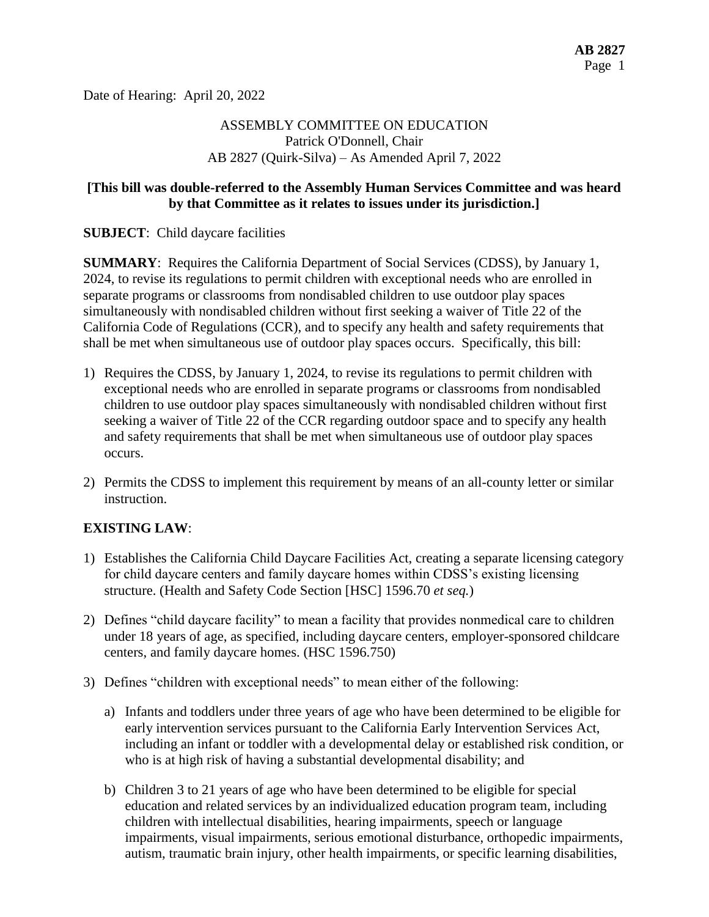Date of Hearing: April 20, 2022

ASSEMBLY COMMITTEE ON EDUCATION
Patrick O'Donnell, Chair
AB 2827 (Quirk-Silva) – As Amended April 7, 2022

**[This bill was double-referred to the Assembly Human Services Committee and was heard by that Committee as it relates to issues under its jurisdiction.]**

**SUBJECT**: Child daycare facilities

**SUMMARY**: Requires the California Department of Social Services (CDSS), by January 1, 2024, to revise its regulations to permit children with exceptional needs who are enrolled in separate programs or classrooms from nondisabled children to use outdoor play spaces simultaneously with nondisabled children without first seeking a waiver of Title 22 of the California Code of Regulations (CCR), and to specify any health and safety requirements that shall be met when simultaneous use of outdoor play spaces occurs. Specifically, this bill:

1) Requires the CDSS, by January 1, 2024, to revise its regulations to permit children with exceptional needs who are enrolled in separate programs or classrooms from nondisabled children to use outdoor play spaces simultaneously with nondisabled children without first seeking a waiver of Title 22 of the CCR regarding outdoor space and to specify any health and safety requirements that shall be met when simultaneous use of outdoor play spaces occurs.

2) Permits the CDSS to implement this requirement by means of an all-county letter or similar instruction.

**EXISTING LAW**:

1) Establishes the California Child Daycare Facilities Act, creating a separate licensing category for child daycare centers and family daycare homes within CDSS's existing licensing structure. (Health and Safety Code Section [HSC] 1596.70 *et seq.*)

2) Defines "child daycare facility" to mean a facility that provides nonmedical care to children under 18 years of age, as specified, including daycare centers, employer-sponsored childcare centers, and family daycare homes. (HSC 1596.750)

3) Defines "children with exceptional needs" to mean either of the following:

   a) Infants and toddlers under three years of age who have been determined to be eligible for early intervention services pursuant to the California Early Intervention Services Act, including an infant or toddler with a developmental delay or established risk condition, or who is at high risk of having a substantial developmental disability; and

   b) Children 3 to 21 years of age who have been determined to be eligible for special education and related services by an individualized education program team, including children with intellectual disabilities, hearing impairments, speech or language impairments, visual impairments, serious emotional disturbance, orthopedic impairments, autism, traumatic brain injury, other health impairments, or specific learning disabilities,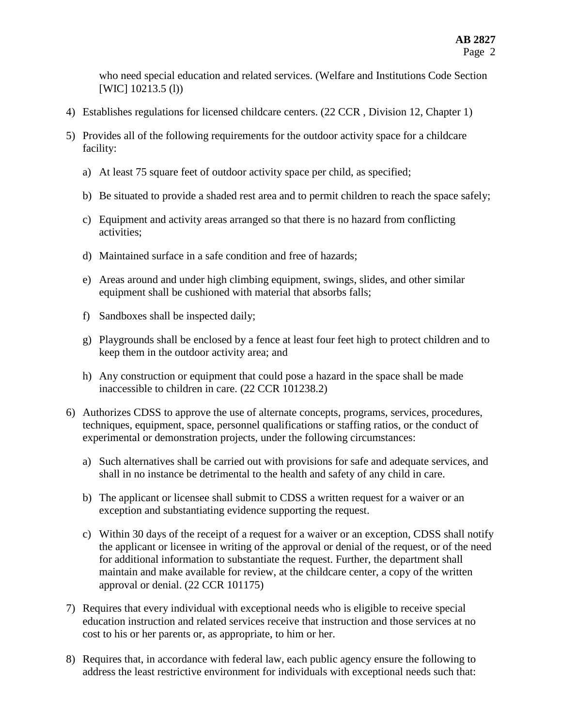who need special education and related services. (Welfare and Institutions Code Section [WIC] 10213.5 (l))

4) Establishes regulations for licensed childcare centers. (22 CCR , Division 12, Chapter 1)

5) Provides all of the following requirements for the outdoor activity space for a childcare facility:

   a) At least 75 square feet of outdoor activity space per child, as specified;

   b) Be situated to provide a shaded rest area and to permit children to reach the space safely;

   c) Equipment and activity areas arranged so that there is no hazard from conflicting activities;

   d) Maintained surface in a safe condition and free of hazards;

   e) Areas around and under high climbing equipment, swings, slides, and other similar equipment shall be cushioned with material that absorbs falls;

   f) Sandboxes shall be inspected daily;

   g) Playgrounds shall be enclosed by a fence at least four feet high to protect children and to keep them in the outdoor activity area; and

   h) Any construction or equipment that could pose a hazard in the space shall be made inaccessible to children in care. (22 CCR 101238.2)

6) Authorizes CDSS to approve the use of alternate concepts, programs, services, procedures, techniques, equipment, space, personnel qualifications or staffing ratios, or the conduct of experimental or demonstration projects, under the following circumstances:

   a) Such alternatives shall be carried out with provisions for safe and adequate services, and shall in no instance be detrimental to the health and safety of any child in care.

   b) The applicant or licensee shall submit to CDSS a written request for a waiver or an exception and substantiating evidence supporting the request.

   c) Within 30 days of the receipt of a request for a waiver or an exception, CDSS shall notify the applicant or licensee in writing of the approval or denial of the request, or of the need for additional information to substantiate the request. Further, the department shall maintain and make available for review, at the childcare center, a copy of the written approval or denial. (22 CCR 101175)

7) Requires that every individual with exceptional needs who is eligible to receive special education instruction and related services receive that instruction and those services at no cost to his or her parents or, as appropriate, to him or her.

8) Requires that, in accordance with federal law, each public agency ensure the following to address the least restrictive environment for individuals with exceptional needs such that: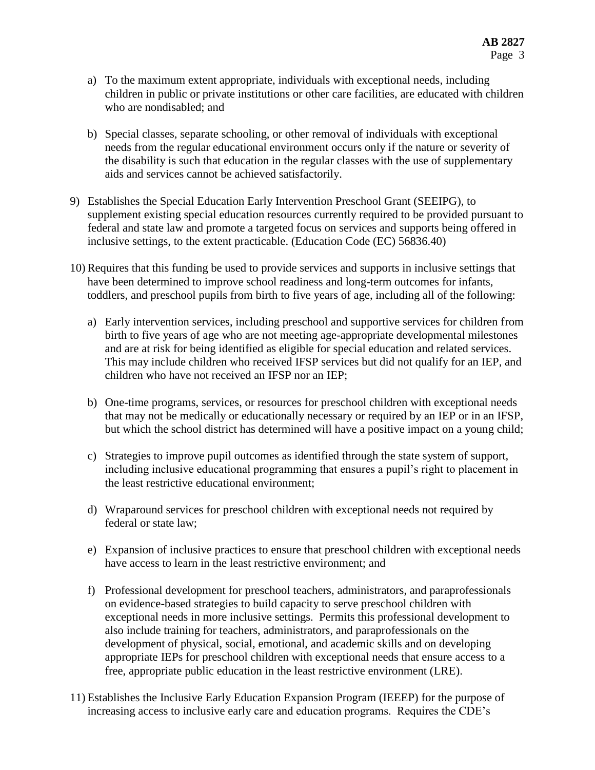a) To the maximum extent appropriate, individuals with exceptional needs, including children in public or private institutions or other care facilities, are educated with children who are nondisabled; and

b) Special classes, separate schooling, or other removal of individuals with exceptional needs from the regular educational environment occurs only if the nature or severity of the disability is such that education in the regular classes with the use of supplementary aids and services cannot be achieved satisfactorily.

9) Establishes the Special Education Early Intervention Preschool Grant (SEEIPG), to supplement existing special education resources currently required to be provided pursuant to federal and state law and promote a targeted focus on services and supports being offered in inclusive settings, to the extent practicable. (Education Code (EC) 56836.40)

10) Requires that this funding be used to provide services and supports in inclusive settings that have been determined to improve school readiness and long-term outcomes for infants, toddlers, and preschool pupils from birth to five years of age, including all of the following:

   a) Early intervention services, including preschool and supportive services for children from birth to five years of age who are not meeting age-appropriate developmental milestones and are at risk for being identified as eligible for special education and related services. This may include children who received IFSP services but did not qualify for an IEP, and children who have not received an IFSP nor an IEP;

   b) One-time programs, services, or resources for preschool children with exceptional needs that may not be medically or educationally necessary or required by an IEP or in an IFSP, but which the school district has determined will have a positive impact on a young child;

   c) Strategies to improve pupil outcomes as identified through the state system of support, including inclusive educational programming that ensures a pupil's right to placement in the least restrictive educational environment;

   d) Wraparound services for preschool children with exceptional needs not required by federal or state law;

   e) Expansion of inclusive practices to ensure that preschool children with exceptional needs have access to learn in the least restrictive environment; and

   f) Professional development for preschool teachers, administrators, and paraprofessionals on evidence-based strategies to build capacity to serve preschool children with exceptional needs in more inclusive settings. Permits this professional development to also include training for teachers, administrators, and paraprofessionals on the development of physical, social, emotional, and academic skills and on developing appropriate IEPs for preschool children with exceptional needs that ensure access to a free, appropriate public education in the least restrictive environment (LRE).

11) Establishes the Inclusive Early Education Expansion Program (IEEEP) for the purpose of increasing access to inclusive early care and education programs. Requires the CDE's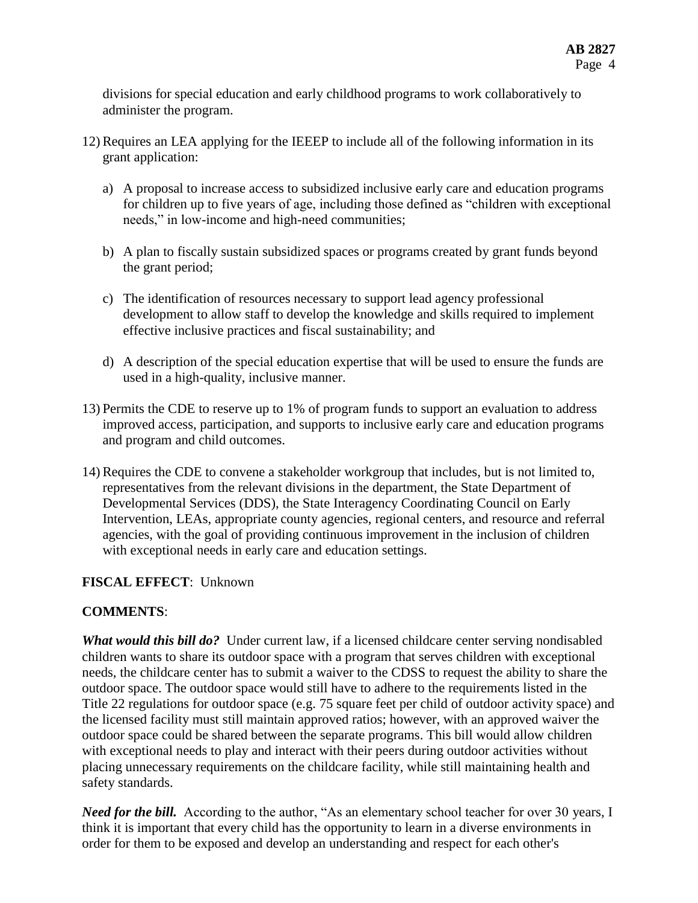divisions for special education and early childhood programs to work collaboratively to administer the program.

12) Requires an LEA applying for the IEEEP to include all of the following information in its grant application:

    a) A proposal to increase access to subsidized inclusive early care and education programs for children up to five years of age, including those defined as "children with exceptional needs," in low-income and high-need communities;

    b) A plan to fiscally sustain subsidized spaces or programs created by grant funds beyond the grant period;

    c) The identification of resources necessary to support lead agency professional development to allow staff to develop the knowledge and skills required to implement effective inclusive practices and fiscal sustainability; and

    d) A description of the special education expertise that will be used to ensure the funds are used in a high-quality, inclusive manner.

13) Permits the CDE to reserve up to 1% of program funds to support an evaluation to address improved access, participation, and supports to inclusive early care and education programs and program and child outcomes.

14) Requires the CDE to convene a stakeholder workgroup that includes, but is not limited to, representatives from the relevant divisions in the department, the State Department of Developmental Services (DDS), the State Interagency Coordinating Council on Early Intervention, LEAs, appropriate county agencies, regional centers, and resource and referral agencies, with the goal of providing continuous improvement in the inclusion of children with exceptional needs in early care and education settings.

**FISCAL EFFECT**: Unknown

**COMMENTS**:

***What would this bill do?*** Under current law, if a licensed childcare center serving nondisabled children wants to share its outdoor space with a program that serves children with exceptional needs, the childcare center has to submit a waiver to the CDSS to request the ability to share the outdoor space. The outdoor space would still have to adhere to the requirements listed in the Title 22 regulations for outdoor space (e.g. 75 square feet per child of outdoor activity space) and the licensed facility must still maintain approved ratios; however, with an approved waiver the outdoor space could be shared between the separate programs. This bill would allow children with exceptional needs to play and interact with their peers during outdoor activities without placing unnecessary requirements on the childcare facility, while still maintaining health and safety standards.

***Need for the bill.*** According to the author, "As an elementary school teacher for over 30 years, I think it is important that every child has the opportunity to learn in a diverse environments in order for them to be exposed and develop an understanding and respect for each other's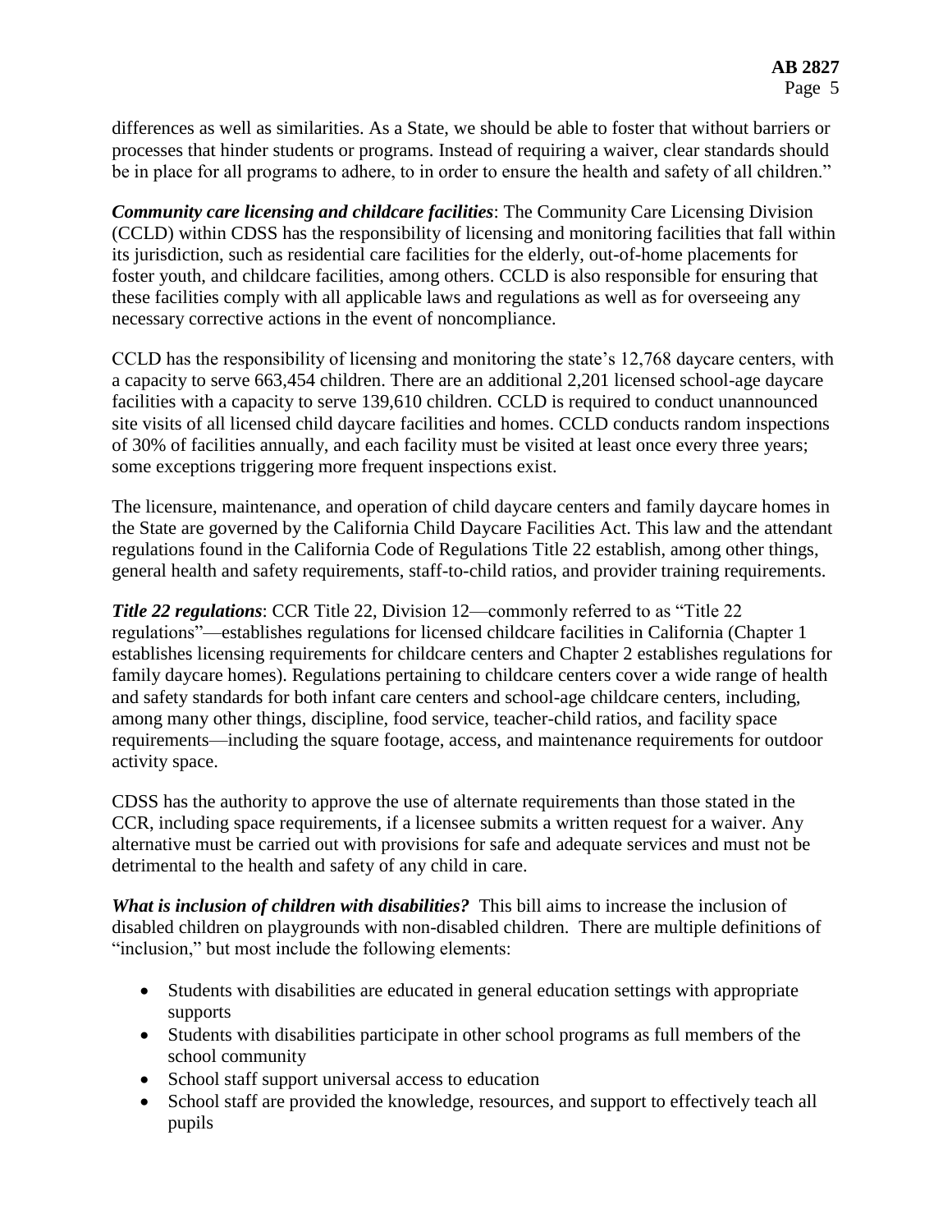differences as well as similarities. As a State, we should be able to foster that without barriers or processes that hinder students or programs. Instead of requiring a waiver, clear standards should be in place for all programs to adhere, to in order to ensure the health and safety of all children."

***Community care licensing and childcare facilities***: The Community Care Licensing Division (CCLD) within CDSS has the responsibility of licensing and monitoring facilities that fall within its jurisdiction, such as residential care facilities for the elderly, out-of-home placements for foster youth, and childcare facilities, among others. CCLD is also responsible for ensuring that these facilities comply with all applicable laws and regulations as well as for overseeing any necessary corrective actions in the event of noncompliance.

CCLD has the responsibility of licensing and monitoring the state's 12,768 daycare centers, with a capacity to serve 663,454 children. There are an additional 2,201 licensed school-age daycare facilities with a capacity to serve 139,610 children. CCLD is required to conduct unannounced site visits of all licensed child daycare facilities and homes. CCLD conducts random inspections of 30% of facilities annually, and each facility must be visited at least once every three years; some exceptions triggering more frequent inspections exist.

The licensure, maintenance, and operation of child daycare centers and family daycare homes in the State are governed by the California Child Daycare Facilities Act. This law and the attendant regulations found in the California Code of Regulations Title 22 establish, among other things, general health and safety requirements, staff-to-child ratios, and provider training requirements.

***Title 22 regulations***: CCR Title 22, Division 12—commonly referred to as "Title 22 regulations"—establishes regulations for licensed childcare facilities in California (Chapter 1 establishes licensing requirements for childcare centers and Chapter 2 establishes regulations for family daycare homes). Regulations pertaining to childcare centers cover a wide range of health and safety standards for both infant care centers and school-age childcare centers, including, among many other things, discipline, food service, teacher-child ratios, and facility space requirements—including the square footage, access, and maintenance requirements for outdoor activity space.

CDSS has the authority to approve the use of alternate requirements than those stated in the CCR, including space requirements, if a licensee submits a written request for a waiver. Any alternative must be carried out with provisions for safe and adequate services and must not be detrimental to the health and safety of any child in care.

***What is inclusion of children with disabilities?*** This bill aims to increase the inclusion of disabled children on playgrounds with non-disabled children. There are multiple definitions of "inclusion," but most include the following elements:

- Students with disabilities are educated in general education settings with appropriate supports
- Students with disabilities participate in other school programs as full members of the school community
- School staff support universal access to education
- School staff are provided the knowledge, resources, and support to effectively teach all pupils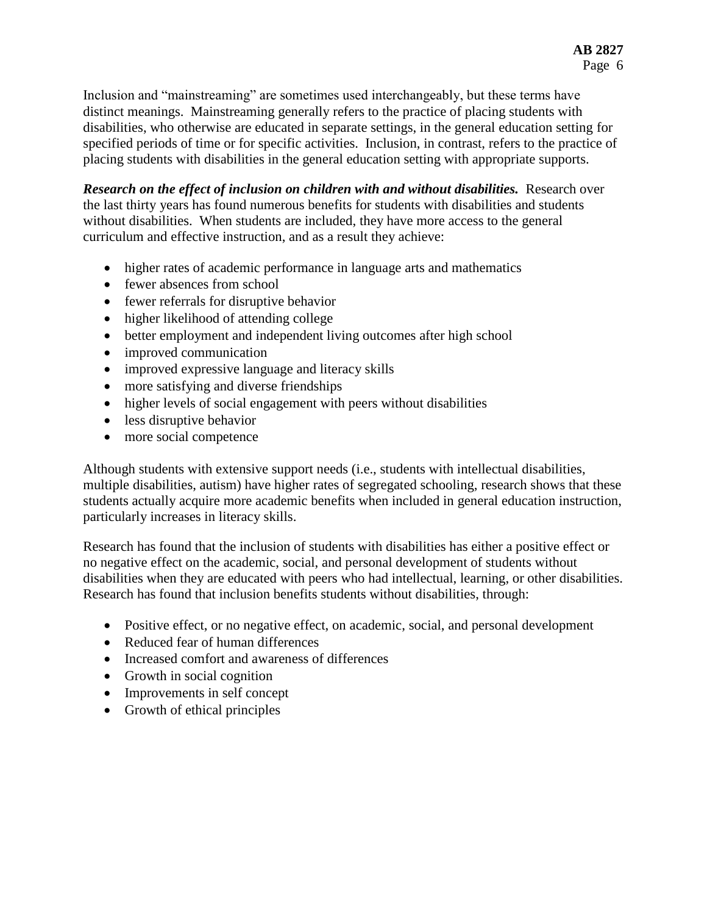Inclusion and "mainstreaming" are sometimes used interchangeably, but these terms have distinct meanings. Mainstreaming generally refers to the practice of placing students with disabilities, who otherwise are educated in separate settings, in the general education setting for specified periods of time or for specific activities. Inclusion, in contrast, refers to the practice of placing students with disabilities in the general education setting with appropriate supports.

***Research on the effect of inclusion on children with and without disabilities.*** Research over the last thirty years has found numerous benefits for students with disabilities and students without disabilities. When students are included, they have more access to the general curriculum and effective instruction, and as a result they achieve:

- higher rates of academic performance in language arts and mathematics
- fewer absences from school
- fewer referrals for disruptive behavior
- higher likelihood of attending college
- better employment and independent living outcomes after high school
- improved communication
- improved expressive language and literacy skills
- more satisfying and diverse friendships
- higher levels of social engagement with peers without disabilities
- less disruptive behavior
- more social competence

Although students with extensive support needs (i.e., students with intellectual disabilities, multiple disabilities, autism) have higher rates of segregated schooling, research shows that these students actually acquire more academic benefits when included in general education instruction, particularly increases in literacy skills.

Research has found that the inclusion of students with disabilities has either a positive effect or no negative effect on the academic, social, and personal development of students without disabilities when they are educated with peers who had intellectual, learning, or other disabilities. Research has found that inclusion benefits students without disabilities, through:

- Positive effect, or no negative effect, on academic, social, and personal development
- Reduced fear of human differences
- Increased comfort and awareness of differences
- Growth in social cognition
- Improvements in self concept
- Growth of ethical principles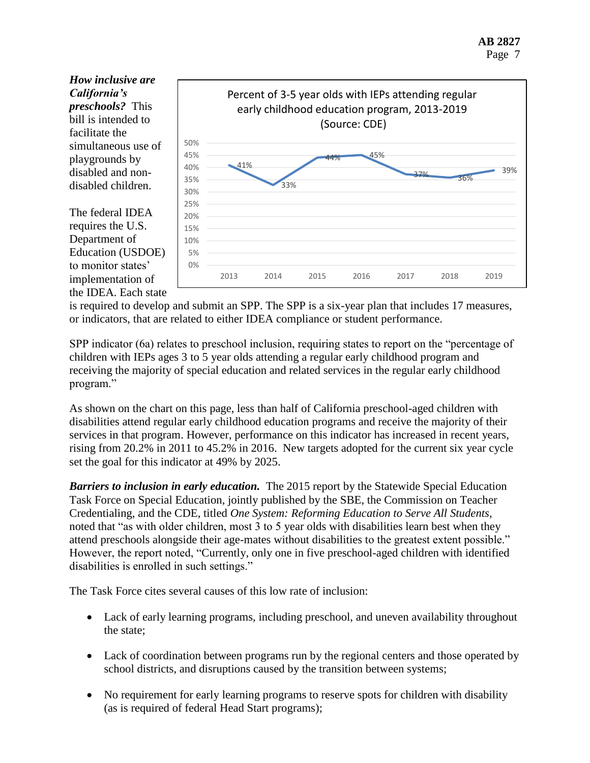***How inclusive are California's preschools?*** This bill is intended to facilitate the simultaneous use of playgrounds by disabled and non-disabled children.

Percent of 3-5 year olds with IEPs attending regular early childhood education program, 2013-2019 (Source: CDE)

| 2013 | 2014 | 2015 | 2016 | 2017 | 2018 | 2019 |
|---|---|---|---|---|---|---|
| 41% | 33% | 44% | 45% | 37% | 36% | 39% |

The federal IDEA requires the U.S. Department of Education (USDOE) to monitor states' implementation of the IDEA. Each state is required to develop and submit an SPP. The SPP is a six-year plan that includes 17 measures, or indicators, that are related to either IDEA compliance or student performance.

SPP indicator (6a) relates to preschool inclusion, requiring states to report on the "percentage of children with IEPs ages 3 to 5 year olds attending a regular early childhood program and receiving the majority of special education and related services in the regular early childhood program."

As shown on the chart on this page, less than half of California preschool-aged children with disabilities attend regular early childhood education programs and receive the majority of their services in that program. However, performance on this indicator has increased in recent years, rising from 20.2% in 2011 to 45.2% in 2016. New targets adopted for the current six year cycle set the goal for this indicator at 49% by 2025.

***Barriers to inclusion in early education.*** The 2015 report by the Statewide Special Education Task Force on Special Education, jointly published by the SBE, the Commission on Teacher Credentialing, and the CDE, titled *One System: Reforming Education to Serve All Students*, noted that "as with older children, most 3 to 5 year olds with disabilities learn best when they attend preschools alongside their age-mates without disabilities to the greatest extent possible." However, the report noted, "Currently, only one in five preschool-aged children with identified disabilities is enrolled in such settings."

The Task Force cites several causes of this low rate of inclusion:

- Lack of early learning programs, including preschool, and uneven availability throughout the state;
- Lack of coordination between programs run by the regional centers and those operated by school districts, and disruptions caused by the transition between systems;
- No requirement for early learning programs to reserve spots for children with disability (as is required of federal Head Start programs);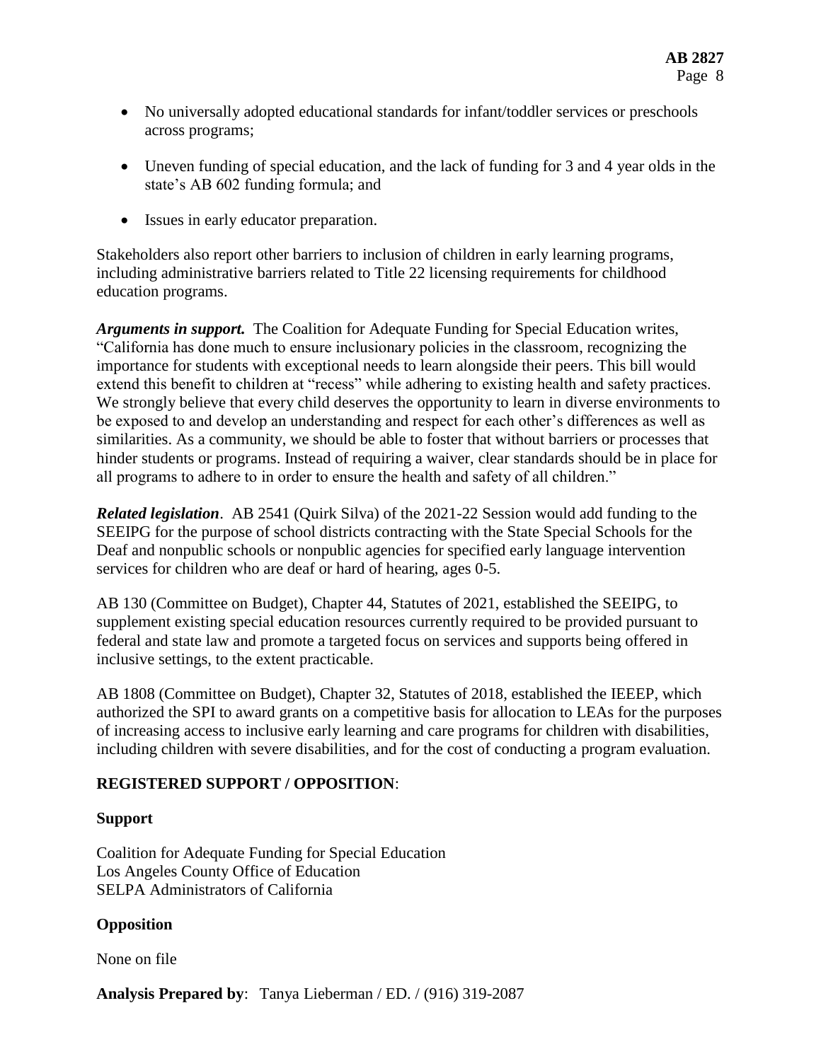- No universally adopted educational standards for infant/toddler services or preschools across programs;
- Uneven funding of special education, and the lack of funding for 3 and 4 year olds in the state's AB 602 funding formula; and
- Issues in early educator preparation.

Stakeholders also report other barriers to inclusion of children in early learning programs, including administrative barriers related to Title 22 licensing requirements for childhood education programs.

***Arguments in support.*** The Coalition for Adequate Funding for Special Education writes, "California has done much to ensure inclusionary policies in the classroom, recognizing the importance for students with exceptional needs to learn alongside their peers. This bill would extend this benefit to children at "recess" while adhering to existing health and safety practices. We strongly believe that every child deserves the opportunity to learn in diverse environments to be exposed to and develop an understanding and respect for each other's differences as well as similarities. As a community, we should be able to foster that without barriers or processes that hinder students or programs. Instead of requiring a waiver, clear standards should be in place for all programs to adhere to in order to ensure the health and safety of all children."

***Related legislation***. AB 2541 (Quirk Silva) of the 2021-22 Session would add funding to the SEEIPG for the purpose of school districts contracting with the State Special Schools for the Deaf and nonpublic schools or nonpublic agencies for specified early language intervention services for children who are deaf or hard of hearing, ages 0-5.

AB 130 (Committee on Budget), Chapter 44, Statutes of 2021, established the SEEIPG, to supplement existing special education resources currently required to be provided pursuant to federal and state law and promote a targeted focus on services and supports being offered in inclusive settings, to the extent practicable.

AB 1808 (Committee on Budget), Chapter 32, Statutes of 2018, established the IEEEP, which authorized the SPI to award grants on a competitive basis for allocation to LEAs for the purposes of increasing access to inclusive early learning and care programs for children with disabilities, including children with severe disabilities, and for the cost of conducting a program evaluation.

## REGISTERED SUPPORT / OPPOSITION:

### Support

Coalition for Adequate Funding for Special Education
Los Angeles County Office of Education
SELPA Administrators of California

### Opposition

None on file

**Analysis Prepared by**: Tanya Lieberman / ED. / (916) 319-2087